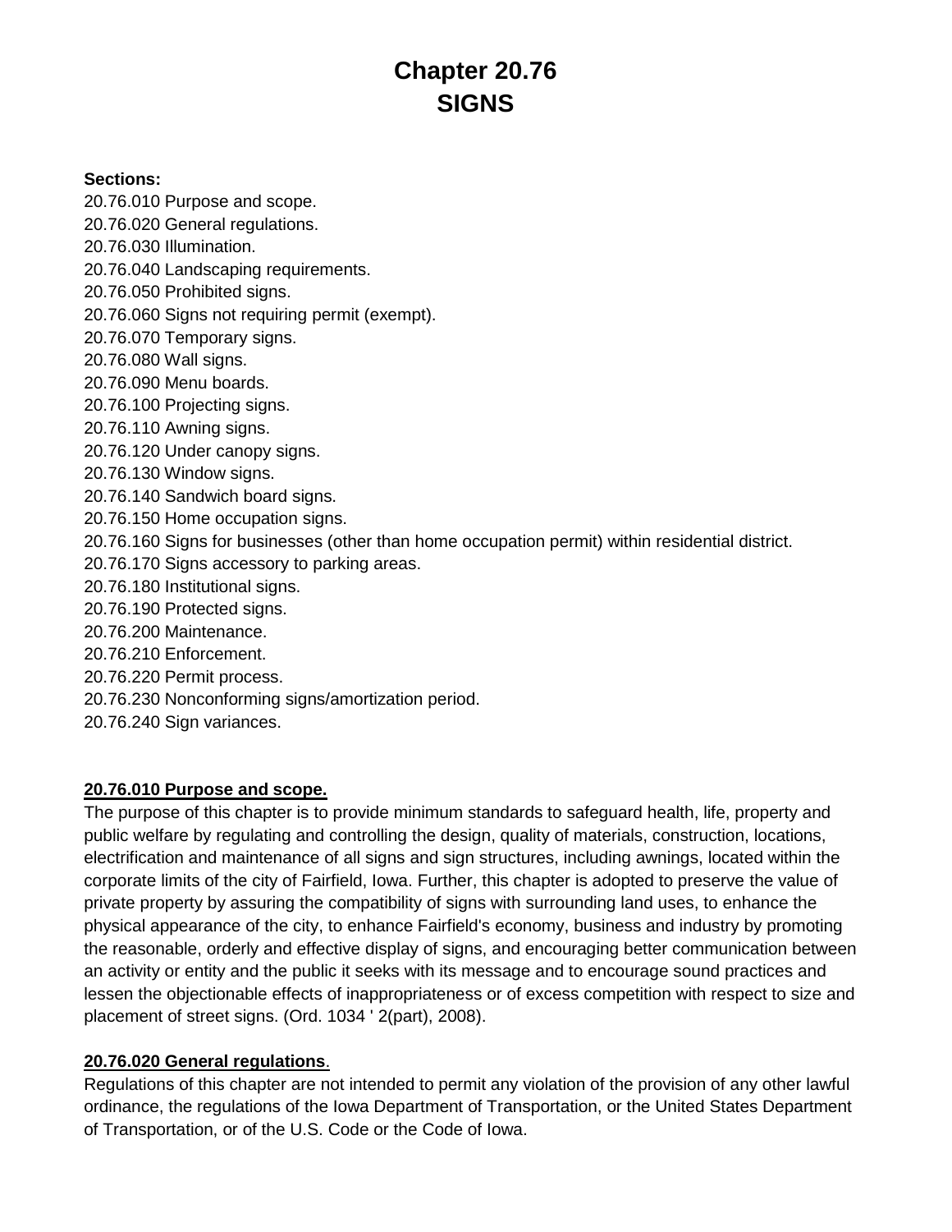# Chapter 20.76
# SIGNS

**Sections:**

20.76.010 Purpose and scope.
20.76.020 General regulations.
20.76.030 Illumination.
20.76.040 Landscaping requirements.
20.76.050 Prohibited signs.
20.76.060 Signs not requiring permit (exempt).
20.76.070 Temporary signs.
20.76.080 Wall signs.
20.76.090 Menu boards.
20.76.100 Projecting signs.
20.76.110 Awning signs.
20.76.120 Under canopy signs.
20.76.130 Window signs.
20.76.140 Sandwich board signs.
20.76.150 Home occupation signs.
20.76.160 Signs for businesses (other than home occupation permit) within residential district.
20.76.170 Signs accessory to parking areas.
20.76.180 Institutional signs.
20.76.190 Protected signs.
20.76.200 Maintenance.
20.76.210 Enforcement.
20.76.220 Permit process.
20.76.230 Nonconforming signs/amortization period.
20.76.240 Sign variances.

## 20.76.010 Purpose and scope.

The purpose of this chapter is to provide minimum standards to safeguard health, life, property and public welfare by regulating and controlling the design, quality of materials, construction, locations, electrification and maintenance of all signs and sign structures, including awnings, located within the corporate limits of the city of Fairfield, Iowa. Further, this chapter is adopted to preserve the value of private property by assuring the compatibility of signs with surrounding land uses, to enhance the physical appearance of the city, to enhance Fairfield's economy, business and industry by promoting the reasonable, orderly and effective display of signs, and encouraging better communication between an activity or entity and the public it seeks with its message and to encourage sound practices and lessen the objectionable effects of inappropriateness or of excess competition with respect to size and placement of street signs. (Ord. 1034 ' 2(part), 2008).

## 20.76.020 General regulations.

Regulations of this chapter are not intended to permit any violation of the provision of any other lawful ordinance, the regulations of the Iowa Department of Transportation, or the United States Department of Transportation, or of the U.S. Code or the Code of Iowa.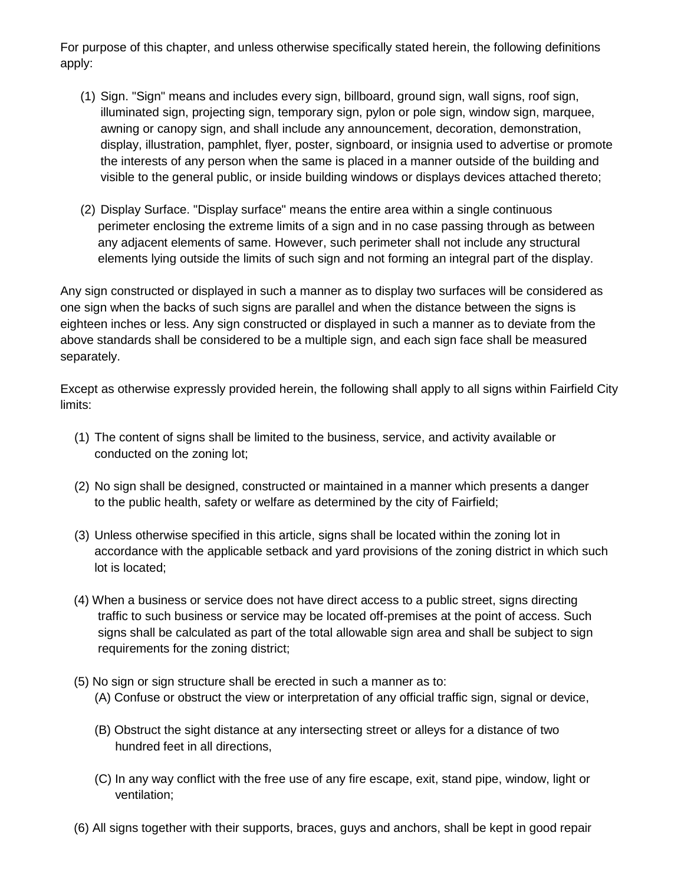For purpose of this chapter, and unless otherwise specifically stated herein, the following definitions apply:

(1) Sign. "Sign" means and includes every sign, billboard, ground sign, wall signs, roof sign, illuminated sign, projecting sign, temporary sign, pylon or pole sign, window sign, marquee, awning or canopy sign, and shall include any announcement, decoration, demonstration, display, illustration, pamphlet, flyer, poster, signboard, or insignia used to advertise or promote the interests of any person when the same is placed in a manner outside of the building and visible to the general public, or inside building windows or displays devices attached thereto;

(2) Display Surface. "Display surface" means the entire area within a single continuous perimeter enclosing the extreme limits of a sign and in no case passing through as between any adjacent elements of same. However, such perimeter shall not include any structural elements lying outside the limits of such sign and not forming an integral part of the display.

Any sign constructed or displayed in such a manner as to display two surfaces will be considered as one sign when the backs of such signs are parallel and when the distance between the signs is eighteen inches or less. Any sign constructed or displayed in such a manner as to deviate from the above standards shall be considered to be a multiple sign, and each sign face shall be measured separately.

Except as otherwise expressly provided herein, the following shall apply to all signs within Fairfield City limits:

(1) The content of signs shall be limited to the business, service, and activity available or conducted on the zoning lot;

(2) No sign shall be designed, constructed or maintained in a manner which presents a danger to the public health, safety or welfare as determined by the city of Fairfield;

(3) Unless otherwise specified in this article, signs shall be located within the zoning lot in accordance with the applicable setback and yard provisions of the zoning district in which such lot is located;

(4) When a business or service does not have direct access to a public street, signs directing traffic to such business or service may be located off-premises at the point of access. Such signs shall be calculated as part of the total allowable sign area and shall be subject to sign requirements for the zoning district;

(5) No sign or sign structure shall be erected in such a manner as to:

(A) Confuse or obstruct the view or interpretation of any official traffic sign, signal or device,

(B) Obstruct the sight distance at any intersecting street or alleys for a distance of two hundred feet in all directions,

(C) In any way conflict with the free use of any fire escape, exit, stand pipe, window, light or ventilation;

(6) All signs together with their supports, braces, guys and anchors, shall be kept in good repair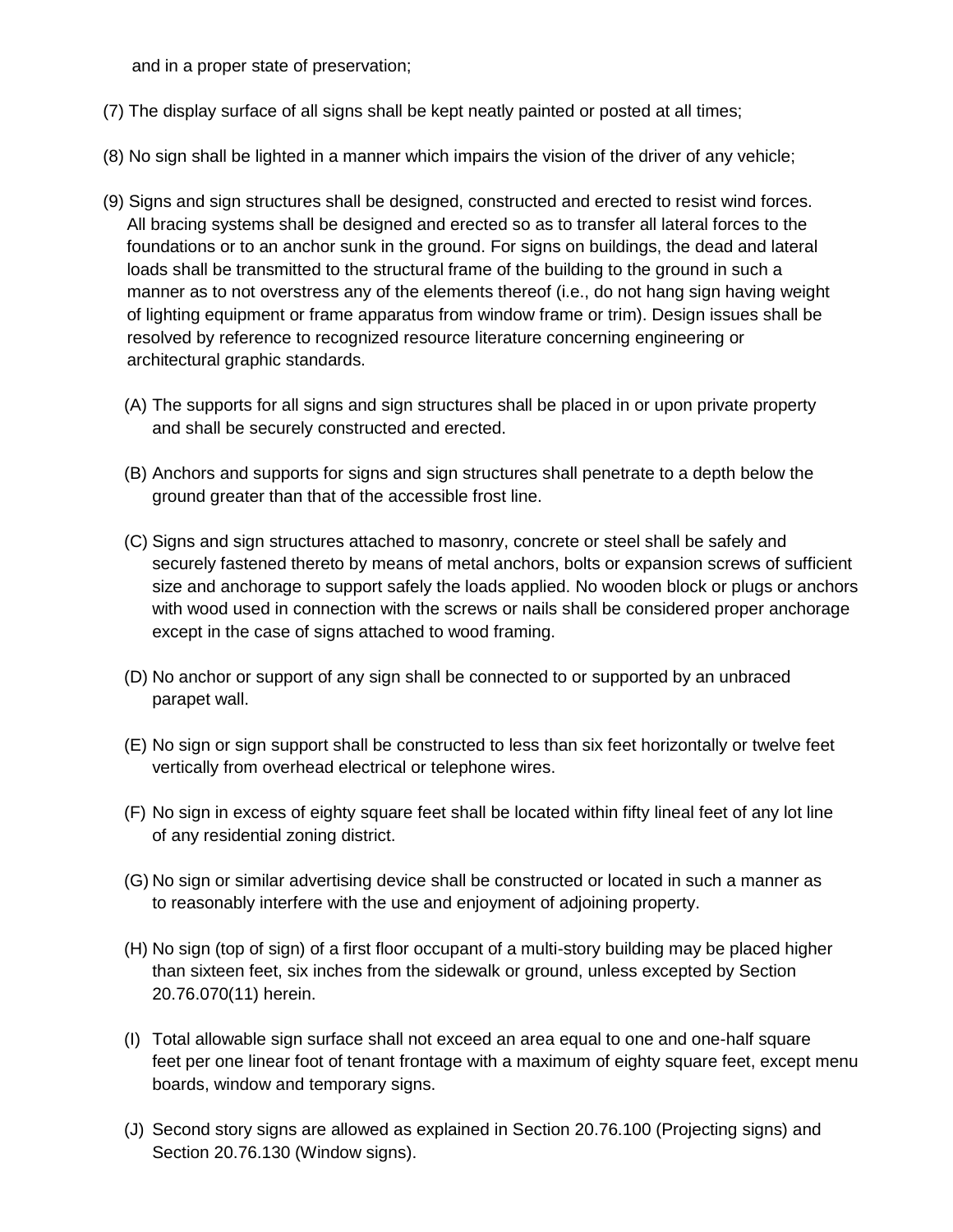and in a proper state of preservation;

(7) The display surface of all signs shall be kept neatly painted or posted at all times;

(8) No sign shall be lighted in a manner which impairs the vision of the driver of any vehicle;

(9) Signs and sign structures shall be designed, constructed and erected to resist wind forces. All bracing systems shall be designed and erected so as to transfer all lateral forces to the foundations or to an anchor sunk in the ground. For signs on buildings, the dead and lateral loads shall be transmitted to the structural frame of the building to the ground in such a manner as to not overstress any of the elements thereof (i.e., do not hang sign having weight of lighting equipment or frame apparatus from window frame or trim). Design issues shall be resolved by reference to recognized resource literature concerning engineering or architectural graphic standards.

(A) The supports for all signs and sign structures shall be placed in or upon private property and shall be securely constructed and erected.

(B) Anchors and supports for signs and sign structures shall penetrate to a depth below the ground greater than that of the accessible frost line.

(C) Signs and sign structures attached to masonry, concrete or steel shall be safely and securely fastened thereto by means of metal anchors, bolts or expansion screws of sufficient size and anchorage to support safely the loads applied. No wooden block or plugs or anchors with wood used in connection with the screws or nails shall be considered proper anchorage except in the case of signs attached to wood framing.

(D) No anchor or support of any sign shall be connected to or supported by an unbraced parapet wall.

(E) No sign or sign support shall be constructed to less than six feet horizontally or twelve feet vertically from overhead electrical or telephone wires.

(F) No sign in excess of eighty square feet shall be located within fifty lineal feet of any lot line of any residential zoning district.

(G) No sign or similar advertising device shall be constructed or located in such a manner as to reasonably interfere with the use and enjoyment of adjoining property.

(H) No sign (top of sign) of a first floor occupant of a multi-story building may be placed higher than sixteen feet, six inches from the sidewalk or ground, unless excepted by Section 20.76.070(11) herein.

(I) Total allowable sign surface shall not exceed an area equal to one and one-half square feet per one linear foot of tenant frontage with a maximum of eighty square feet, except menu boards, window and temporary signs.

(J) Second story signs are allowed as explained in Section 20.76.100 (Projecting signs) and Section 20.76.130 (Window signs).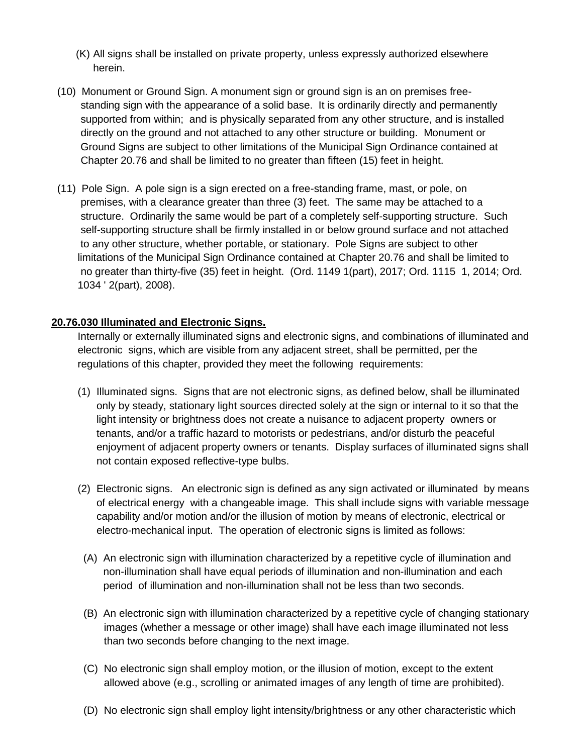(K) All signs shall be installed on private property, unless expressly authorized elsewhere herein.

(10) Monument or Ground Sign. A monument sign or ground sign is an on premises free-standing sign with the appearance of a solid base. It is ordinarily directly and permanently supported from within; and is physically separated from any other structure, and is installed directly on the ground and not attached to any other structure or building. Monument or Ground Signs are subject to other limitations of the Municipal Sign Ordinance contained at Chapter 20.76 and shall be limited to no greater than fifteen (15) feet in height.

(11) Pole Sign. A pole sign is a sign erected on a free-standing frame, mast, or pole, on premises, with a clearance greater than three (3) feet. The same may be attached to a structure. Ordinarily the same would be part of a completely self-supporting structure. Such self-supporting structure shall be firmly installed in or below ground surface and not attached to any other structure, whether portable, or stationary. Pole Signs are subject to other limitations of the Municipal Sign Ordinance contained at Chapter 20.76 and shall be limited to no greater than thirty-five (35) feet in height. (Ord. 1149 1(part), 2017; Ord. 1115 1, 2014; Ord. 1034 ' 2(part), 2008).

**20.76.030 Illuminated and Electronic Signs.**

Internally or externally illuminated signs and electronic signs, and combinations of illuminated and electronic signs, which are visible from any adjacent street, shall be permitted, per the regulations of this chapter, provided they meet the following requirements:

(1) Illuminated signs. Signs that are not electronic signs, as defined below, shall be illuminated only by steady, stationary light sources directed solely at the sign or internal to it so that the light intensity or brightness does not create a nuisance to adjacent property owners or tenants, and/or a traffic hazard to motorists or pedestrians, and/or disturb the peaceful enjoyment of adjacent property owners or tenants. Display surfaces of illuminated signs shall not contain exposed reflective-type bulbs.

(2) Electronic signs. An electronic sign is defined as any sign activated or illuminated by means of electrical energy with a changeable image. This shall include signs with variable message capability and/or motion and/or the illusion of motion by means of electronic, electrical or electro-mechanical input. The operation of electronic signs is limited as follows:

(A) An electronic sign with illumination characterized by a repetitive cycle of illumination and non-illumination shall have equal periods of illumination and non-illumination and each period of illumination and non-illumination shall not be less than two seconds.

(B) An electronic sign with illumination characterized by a repetitive cycle of changing stationary images (whether a message or other image) shall have each image illuminated not less than two seconds before changing to the next image.

(C) No electronic sign shall employ motion, or the illusion of motion, except to the extent allowed above (e.g., scrolling or animated images of any length of time are prohibited).

(D) No electronic sign shall employ light intensity/brightness or any other characteristic which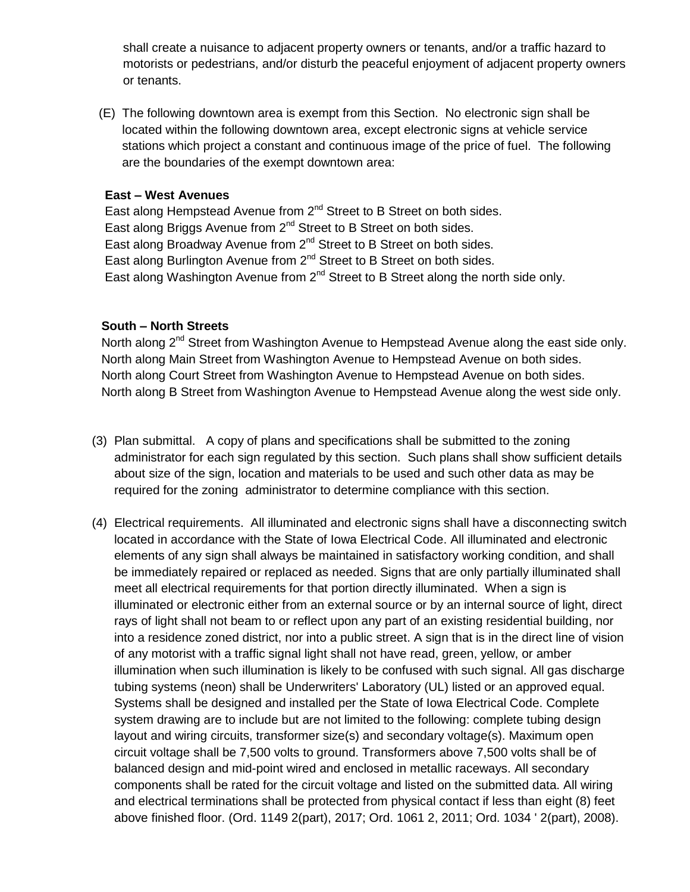shall create a nuisance to adjacent property owners or tenants, and/or a traffic hazard to motorists or pedestrians, and/or disturb the peaceful enjoyment of adjacent property owners or tenants.

(E) The following downtown area is exempt from this Section. No electronic sign shall be located within the following downtown area, except electronic signs at vehicle service stations which project a constant and continuous image of the price of fuel. The following are the boundaries of the exempt downtown area:

**East – West Avenues**

East along Hempstead Avenue from 2nd Street to B Street on both sides.
East along Briggs Avenue from 2nd Street to B Street on both sides.
East along Broadway Avenue from 2nd Street to B Street on both sides.
East along Burlington Avenue from 2nd Street to B Street on both sides.
East along Washington Avenue from 2nd Street to B Street along the north side only.

**South – North Streets**

North along 2nd Street from Washington Avenue to Hempstead Avenue along the east side only.
North along Main Street from Washington Avenue to Hempstead Avenue on both sides.
North along Court Street from Washington Avenue to Hempstead Avenue on both sides.
North along B Street from Washington Avenue to Hempstead Avenue along the west side only.

(3) Plan submittal. A copy of plans and specifications shall be submitted to the zoning administrator for each sign regulated by this section. Such plans shall show sufficient details about size of the sign, location and materials to be used and such other data as may be required for the zoning administrator to determine compliance with this section.

(4) Electrical requirements. All illuminated and electronic signs shall have a disconnecting switch located in accordance with the State of Iowa Electrical Code. All illuminated and electronic elements of any sign shall always be maintained in satisfactory working condition, and shall be immediately repaired or replaced as needed. Signs that are only partially illuminated shall meet all electrical requirements for that portion directly illuminated. When a sign is illuminated or electronic either from an external source or by an internal source of light, direct rays of light shall not beam to or reflect upon any part of an existing residential building, nor into a residence zoned district, nor into a public street. A sign that is in the direct line of vision of any motorist with a traffic signal light shall not have read, green, yellow, or amber illumination when such illumination is likely to be confused with such signal. All gas discharge tubing systems (neon) shall be Underwriters' Laboratory (UL) listed or an approved equal. Systems shall be designed and installed per the State of Iowa Electrical Code. Complete system drawing are to include but are not limited to the following: complete tubing design layout and wiring circuits, transformer size(s) and secondary voltage(s). Maximum open circuit voltage shall be 7,500 volts to ground. Transformers above 7,500 volts shall be of balanced design and mid-point wired and enclosed in metallic raceways. All secondary components shall be rated for the circuit voltage and listed on the submitted data. All wiring and electrical terminations shall be protected from physical contact if less than eight (8) feet above finished floor. (Ord. 1149 2(part), 2017; Ord. 1061 2, 2011; Ord. 1034 ' 2(part), 2008).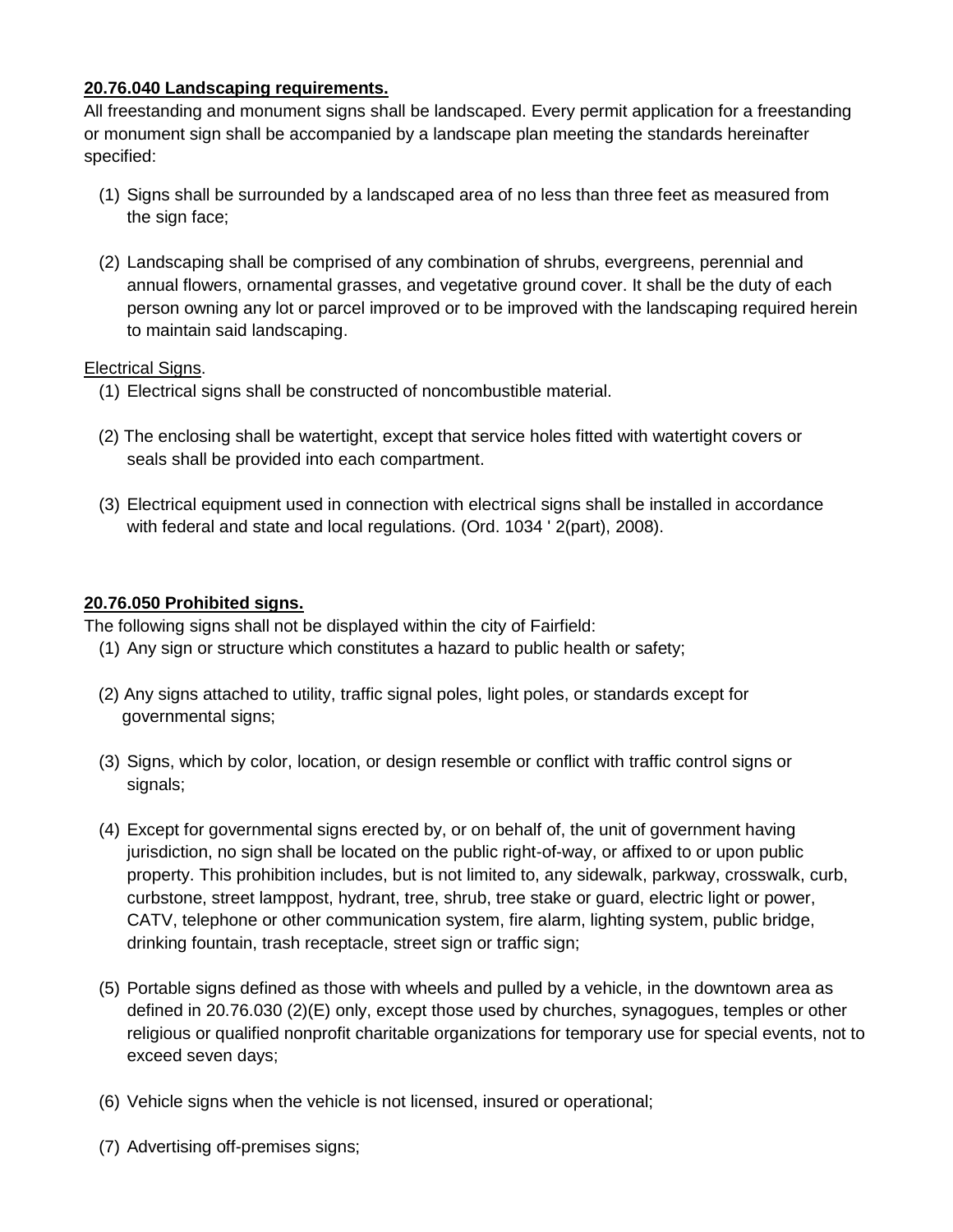**20.76.040 Landscaping requirements.**

All freestanding and monument signs shall be landscaped. Every permit application for a freestanding or monument sign shall be accompanied by a landscape plan meeting the standards hereinafter specified:

(1) Signs shall be surrounded by a landscaped area of no less than three feet as measured from the sign face;

(2) Landscaping shall be comprised of any combination of shrubs, evergreens, perennial and annual flowers, ornamental grasses, and vegetative ground cover. It shall be the duty of each person owning any lot or parcel improved or to be improved with the landscaping required herein to maintain said landscaping.

Electrical Signs.

(1) Electrical signs shall be constructed of noncombustible material.

(2) The enclosing shall be watertight, except that service holes fitted with watertight covers or seals shall be provided into each compartment.

(3) Electrical equipment used in connection with electrical signs shall be installed in accordance with federal and state and local regulations. (Ord. 1034 ' 2(part), 2008).

**20.76.050 Prohibited signs.**

The following signs shall not be displayed within the city of Fairfield:

(1) Any sign or structure which constitutes a hazard to public health or safety;

(2) Any signs attached to utility, traffic signal poles, light poles, or standards except for governmental signs;

(3) Signs, which by color, location, or design resemble or conflict with traffic control signs or signals;

(4) Except for governmental signs erected by, or on behalf of, the unit of government having jurisdiction, no sign shall be located on the public right-of-way, or affixed to or upon public property. This prohibition includes, but is not limited to, any sidewalk, parkway, crosswalk, curb, curbstone, street lamppost, hydrant, tree, shrub, tree stake or guard, electric light or power, CATV, telephone or other communication system, fire alarm, lighting system, public bridge, drinking fountain, trash receptacle, street sign or traffic sign;

(5) Portable signs defined as those with wheels and pulled by a vehicle, in the downtown area as defined in 20.76.030 (2)(E) only, except those used by churches, synagogues, temples or other religious or qualified nonprofit charitable organizations for temporary use for special events, not to exceed seven days;

(6) Vehicle signs when the vehicle is not licensed, insured or operational;

(7) Advertising off-premises signs;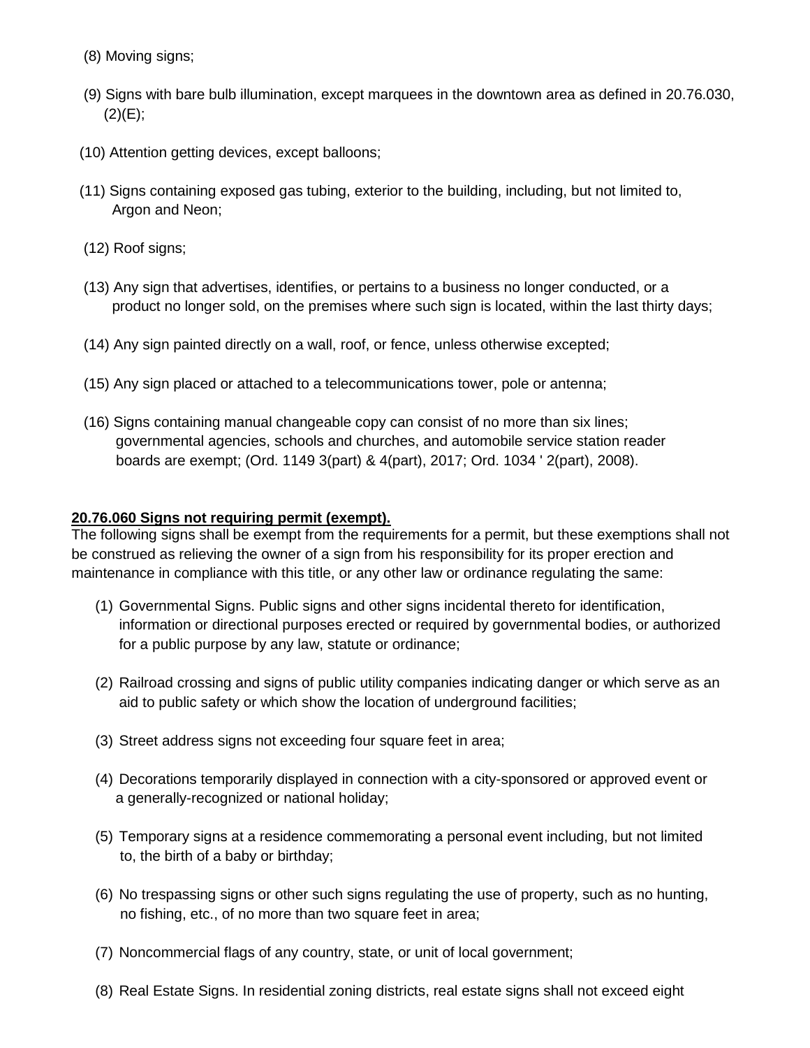(8) Moving signs;

(9) Signs with bare bulb illumination, except marquees in the downtown area as defined in 20.76.030, (2)(E);

(10) Attention getting devices, except balloons;

(11) Signs containing exposed gas tubing, exterior to the building, including, but not limited to, Argon and Neon;

(12) Roof signs;

(13) Any sign that advertises, identifies, or pertains to a business no longer conducted, or a product no longer sold, on the premises where such sign is located, within the last thirty days;

(14) Any sign painted directly on a wall, roof, or fence, unless otherwise excepted;

(15) Any sign placed or attached to a telecommunications tower, pole or antenna;

(16) Signs containing manual changeable copy can consist of no more than six lines; governmental agencies, schools and churches, and automobile service station reader boards are exempt; (Ord. 1149 3(part) & 4(part), 2017; Ord. 1034 ' 2(part), 2008).

**20.76.060 Signs not requiring permit (exempt).**

The following signs shall be exempt from the requirements for a permit, but these exemptions shall not be construed as relieving the owner of a sign from his responsibility for its proper erection and maintenance in compliance with this title, or any other law or ordinance regulating the same:

(1) Governmental Signs. Public signs and other signs incidental thereto for identification, information or directional purposes erected or required by governmental bodies, or authorized for a public purpose by any law, statute or ordinance;

(2) Railroad crossing and signs of public utility companies indicating danger or which serve as an aid to public safety or which show the location of underground facilities;

(3) Street address signs not exceeding four square feet in area;

(4) Decorations temporarily displayed in connection with a city-sponsored or approved event or a generally-recognized or national holiday;

(5) Temporary signs at a residence commemorating a personal event including, but not limited to, the birth of a baby or birthday;

(6) No trespassing signs or other such signs regulating the use of property, such as no hunting, no fishing, etc., of no more than two square feet in area;

(7) Noncommercial flags of any country, state, or unit of local government;

(8) Real Estate Signs. In residential zoning districts, real estate signs shall not exceed eight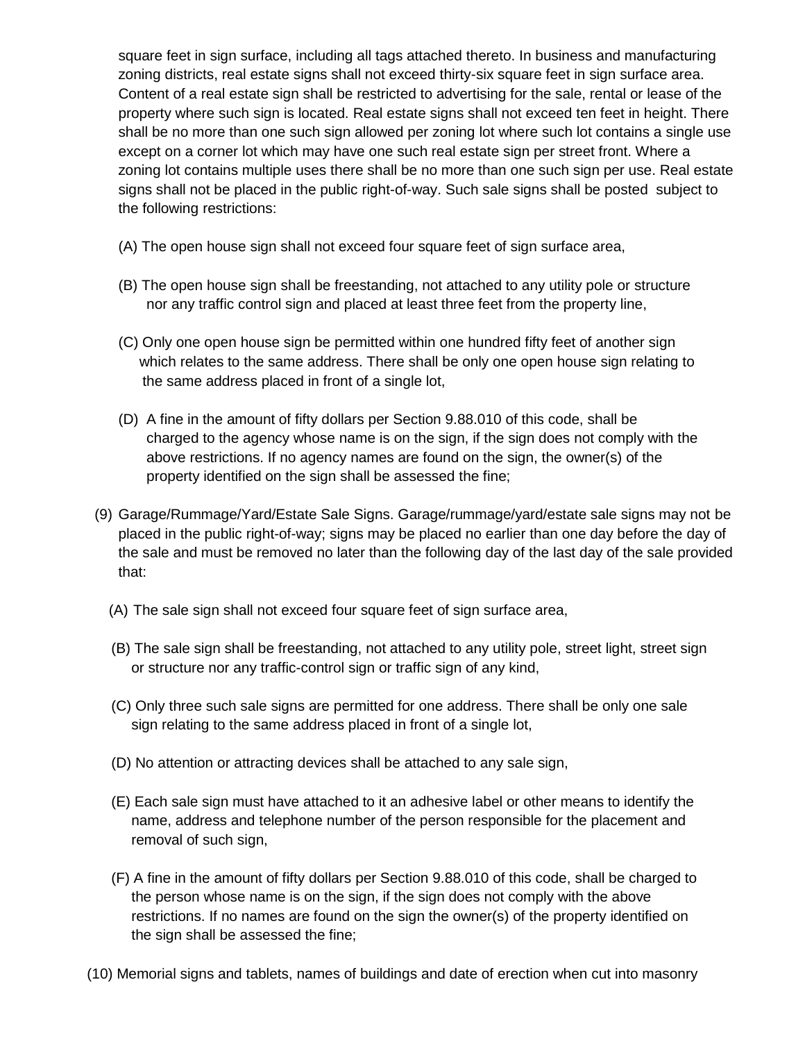square feet in sign surface, including all tags attached thereto. In business and manufacturing zoning districts, real estate signs shall not exceed thirty-six square feet in sign surface area. Content of a real estate sign shall be restricted to advertising for the sale, rental or lease of the property where such sign is located. Real estate signs shall not exceed ten feet in height. There shall be no more than one such sign allowed per zoning lot where such lot contains a single use except on a corner lot which may have one such real estate sign per street front. Where a zoning lot contains multiple uses there shall be no more than one such sign per use. Real estate signs shall not be placed in the public right-of-way. Such sale signs shall be posted subject to the following restrictions:

(A) The open house sign shall not exceed four square feet of sign surface area,

(B) The open house sign shall be freestanding, not attached to any utility pole or structure nor any traffic control sign and placed at least three feet from the property line,

(C) Only one open house sign be permitted within one hundred fifty feet of another sign which relates to the same address. There shall be only one open house sign relating to the same address placed in front of a single lot,

(D) A fine in the amount of fifty dollars per Section 9.88.010 of this code, shall be charged to the agency whose name is on the sign, if the sign does not comply with the above restrictions. If no agency names are found on the sign, the owner(s) of the property identified on the sign shall be assessed the fine;

(9) Garage/Rummage/Yard/Estate Sale Signs. Garage/rummage/yard/estate sale signs may not be placed in the public right-of-way; signs may be placed no earlier than one day before the day of the sale and must be removed no later than the following day of the last day of the sale provided that:

(A) The sale sign shall not exceed four square feet of sign surface area,

(B) The sale sign shall be freestanding, not attached to any utility pole, street light, street sign or structure nor any traffic-control sign or traffic sign of any kind,

(C) Only three such sale signs are permitted for one address. There shall be only one sale sign relating to the same address placed in front of a single lot,

(D) No attention or attracting devices shall be attached to any sale sign,

(E) Each sale sign must have attached to it an adhesive label or other means to identify the name, address and telephone number of the person responsible for the placement and removal of such sign,

(F) A fine in the amount of fifty dollars per Section 9.88.010 of this code, shall be charged to the person whose name is on the sign, if the sign does not comply with the above restrictions. If no names are found on the sign the owner(s) of the property identified on the sign shall be assessed the fine;

(10) Memorial signs and tablets, names of buildings and date of erection when cut into masonry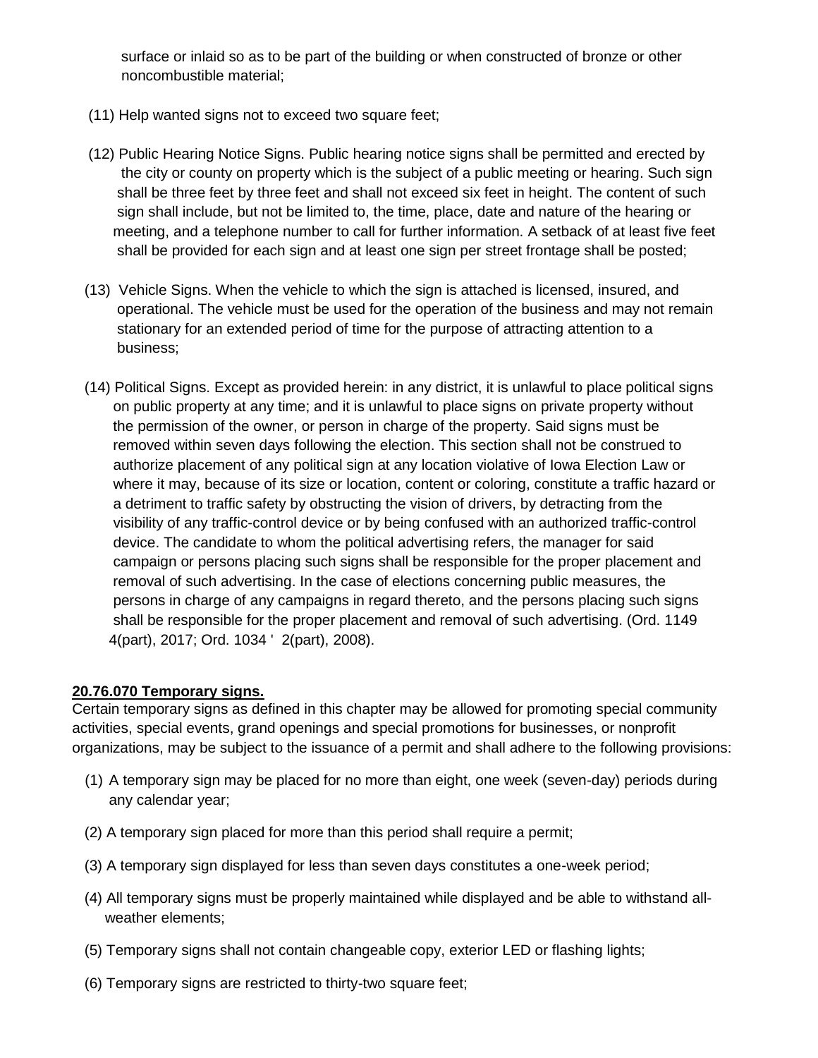surface or inlaid so as to be part of the building or when constructed of bronze or other noncombustible material;

(11) Help wanted signs not to exceed two square feet;

(12) Public Hearing Notice Signs. Public hearing notice signs shall be permitted and erected by the city or county on property which is the subject of a public meeting or hearing. Such sign shall be three feet by three feet and shall not exceed six feet in height. The content of such sign shall include, but not be limited to, the time, place, date and nature of the hearing or meeting, and a telephone number to call for further information. A setback of at least five feet shall be provided for each sign and at least one sign per street frontage shall be posted;

(13) Vehicle Signs. When the vehicle to which the sign is attached is licensed, insured, and operational. The vehicle must be used for the operation of the business and may not remain stationary for an extended period of time for the purpose of attracting attention to a business;

(14) Political Signs. Except as provided herein: in any district, it is unlawful to place political signs on public property at any time; and it is unlawful to place signs on private property without the permission of the owner, or person in charge of the property. Said signs must be removed within seven days following the election. This section shall not be construed to authorize placement of any political sign at any location violative of Iowa Election Law or where it may, because of its size or location, content or coloring, constitute a traffic hazard or a detriment to traffic safety by obstructing the vision of drivers, by detracting from the visibility of any traffic-control device or by being confused with an authorized traffic-control device. The candidate to whom the political advertising refers, the manager for said campaign or persons placing such signs shall be responsible for the proper placement and removal of such advertising. In the case of elections concerning public measures, the persons in charge of any campaigns in regard thereto, and the persons placing such signs shall be responsible for the proper placement and removal of such advertising. (Ord. 1149 4(part), 2017; Ord. 1034 ' 2(part), 2008).

**20.76.070 Temporary signs.**

Certain temporary signs as defined in this chapter may be allowed for promoting special community activities, special events, grand openings and special promotions for businesses, or nonprofit organizations, may be subject to the issuance of a permit and shall adhere to the following provisions:

(1) A temporary sign may be placed for no more than eight, one week (seven-day) periods during any calendar year;

(2) A temporary sign placed for more than this period shall require a permit;

(3) A temporary sign displayed for less than seven days constitutes a one-week period;

(4) All temporary signs must be properly maintained while displayed and be able to withstand all-weather elements;

(5) Temporary signs shall not contain changeable copy, exterior LED or flashing lights;

(6) Temporary signs are restricted to thirty-two square feet;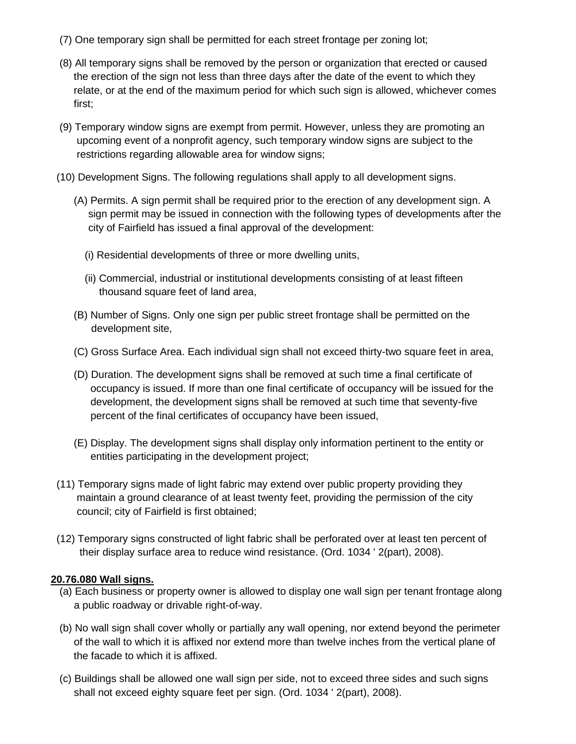(7) One temporary sign shall be permitted for each street frontage per zoning lot;

(8) All temporary signs shall be removed by the person or organization that erected or caused the erection of the sign not less than three days after the date of the event to which they relate, or at the end of the maximum period for which such sign is allowed, whichever comes first;

(9) Temporary window signs are exempt from permit. However, unless they are promoting an upcoming event of a nonprofit agency, such temporary window signs are subject to the restrictions regarding allowable area for window signs;

(10) Development Signs. The following regulations shall apply to all development signs.

(A) Permits. A sign permit shall be required prior to the erection of any development sign. A sign permit may be issued in connection with the following types of developments after the city of Fairfield has issued a final approval of the development:

(i) Residential developments of three or more dwelling units,

(ii) Commercial, industrial or institutional developments consisting of at least fifteen thousand square feet of land area,

(B) Number of Signs. Only one sign per public street frontage shall be permitted on the development site,

(C) Gross Surface Area. Each individual sign shall not exceed thirty-two square feet in area,

(D) Duration. The development signs shall be removed at such time a final certificate of occupancy is issued. If more than one final certificate of occupancy will be issued for the development, the development signs shall be removed at such time that seventy-five percent of the final certificates of occupancy have been issued,

(E) Display. The development signs shall display only information pertinent to the entity or entities participating in the development project;

(11) Temporary signs made of light fabric may extend over public property providing they maintain a ground clearance of at least twenty feet, providing the permission of the city council; city of Fairfield is first obtained;

(12) Temporary signs constructed of light fabric shall be perforated over at least ten percent of their display surface area to reduce wind resistance. (Ord. 1034 ' 2(part), 2008).

**20.76.080 Wall signs.**

(a) Each business or property owner is allowed to display one wall sign per tenant frontage along a public roadway or drivable right-of-way.

(b) No wall sign shall cover wholly or partially any wall opening, nor extend beyond the perimeter of the wall to which it is affixed nor extend more than twelve inches from the vertical plane of the facade to which it is affixed.

(c) Buildings shall be allowed one wall sign per side, not to exceed three sides and such signs shall not exceed eighty square feet per sign. (Ord. 1034 ' 2(part), 2008).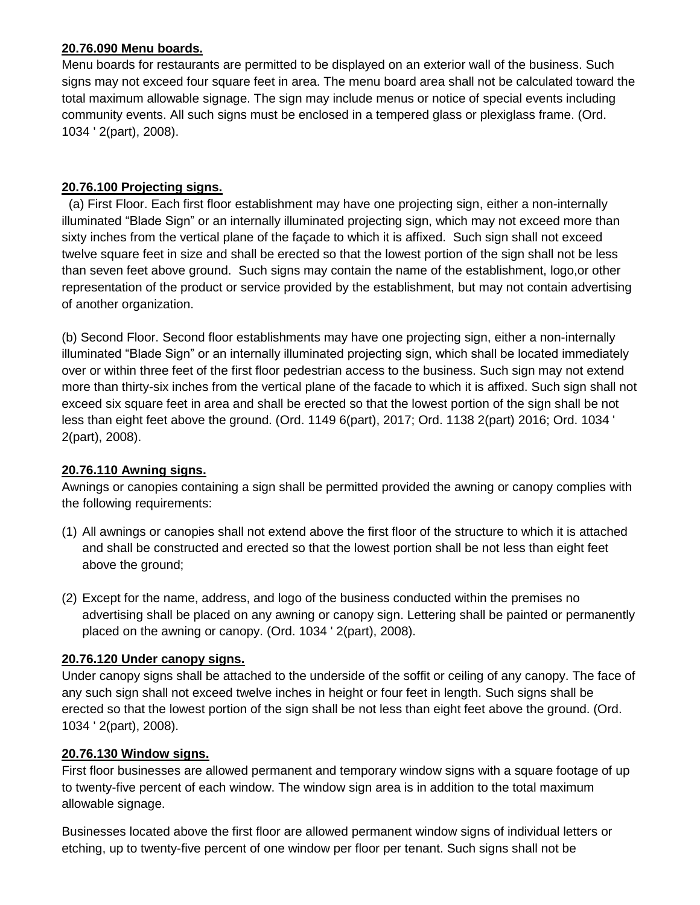**20.76.090 Menu boards.**
Menu boards for restaurants are permitted to be displayed on an exterior wall of the business. Such signs may not exceed four square feet in area. The menu board area shall not be calculated toward the total maximum allowable signage. The sign may include menus or notice of special events including community events. All such signs must be enclosed in a tempered glass or plexiglass frame. (Ord. 1034 ' 2(part), 2008).

**20.76.100 Projecting signs.**
(a) First Floor. Each first floor establishment may have one projecting sign, either a non-internally illuminated "Blade Sign" or an internally illuminated projecting sign, which may not exceed more than sixty inches from the vertical plane of the façade to which it is affixed. Such sign shall not exceed twelve square feet in size and shall be erected so that the lowest portion of the sign shall not be less than seven feet above ground. Such signs may contain the name of the establishment, logo,or other representation of the product or service provided by the establishment, but may not contain advertising of another organization.

(b) Second Floor. Second floor establishments may have one projecting sign, either a non-internally illuminated "Blade Sign" or an internally illuminated projecting sign, which shall be located immediately over or within three feet of the first floor pedestrian access to the business. Such sign may not extend more than thirty-six inches from the vertical plane of the facade to which it is affixed. Such sign shall not exceed six square feet in area and shall be erected so that the lowest portion of the sign shall be not less than eight feet above the ground. (Ord. 1149 6(part), 2017; Ord. 1138 2(part) 2016; Ord. 1034 ' 2(part), 2008).

**20.76.110 Awning signs.**
Awnings or canopies containing a sign shall be permitted provided the awning or canopy complies with the following requirements:

(1) All awnings or canopies shall not extend above the first floor of the structure to which it is attached and shall be constructed and erected so that the lowest portion shall be not less than eight feet above the ground;

(2) Except for the name, address, and logo of the business conducted within the premises no advertising shall be placed on any awning or canopy sign. Lettering shall be painted or permanently placed on the awning or canopy. (Ord. 1034 ' 2(part), 2008).

**20.76.120 Under canopy signs.**
Under canopy signs shall be attached to the underside of the soffit or ceiling of any canopy. The face of any such sign shall not exceed twelve inches in height or four feet in length. Such signs shall be erected so that the lowest portion of the sign shall be not less than eight feet above the ground. (Ord. 1034 ' 2(part), 2008).

**20.76.130 Window signs.**
First floor businesses are allowed permanent and temporary window signs with a square footage of up to twenty-five percent of each window. The window sign area is in addition to the total maximum allowable signage.

Businesses located above the first floor are allowed permanent window signs of individual letters or etching, up to twenty-five percent of one window per floor per tenant. Such signs shall not be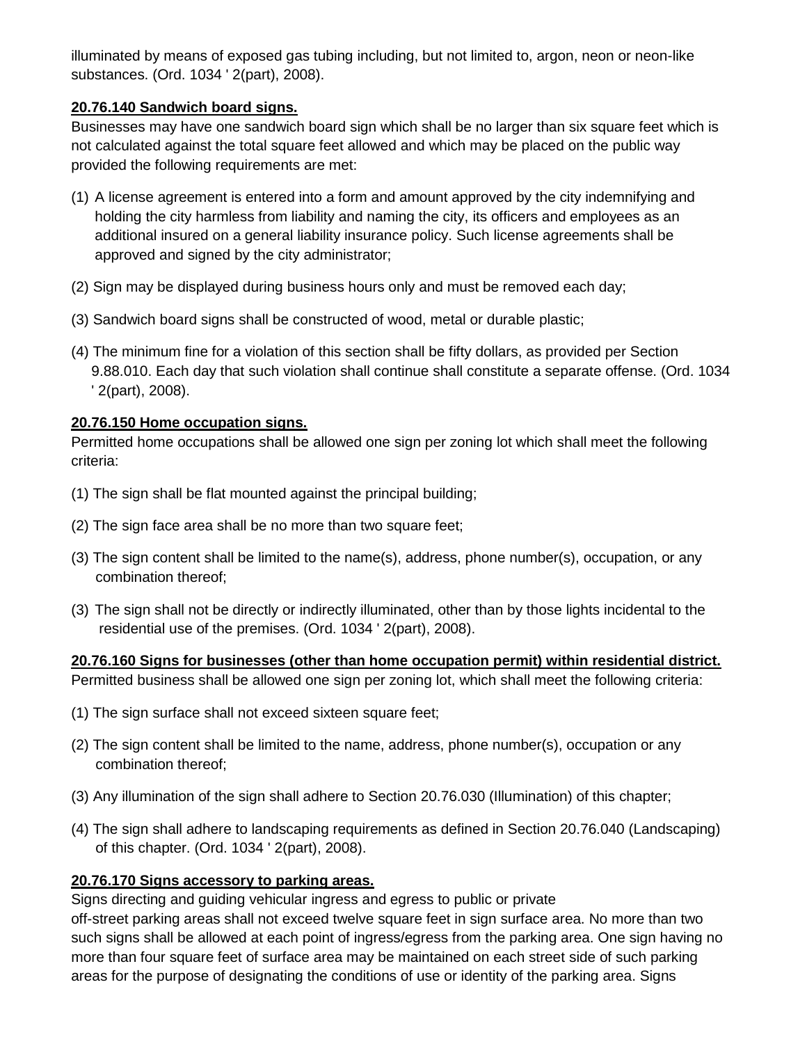illuminated by means of exposed gas tubing including, but not limited to, argon, neon or neon-like substances. (Ord. 1034 ' 2(part), 2008).

**20.76.140 Sandwich board signs.**

Businesses may have one sandwich board sign which shall be no larger than six square feet which is not calculated against the total square feet allowed and which may be placed on the public way provided the following requirements are met:

(1) A license agreement is entered into a form and amount approved by the city indemnifying and holding the city harmless from liability and naming the city, its officers and employees as an additional insured on a general liability insurance policy. Such license agreements shall be approved and signed by the city administrator;

(2) Sign may be displayed during business hours only and must be removed each day;

(3) Sandwich board signs shall be constructed of wood, metal or durable plastic;

(4) The minimum fine for a violation of this section shall be fifty dollars, as provided per Section 9.88.010. Each day that such violation shall continue shall constitute a separate offense. (Ord. 1034 ' 2(part), 2008).

**20.76.150 Home occupation signs.**

Permitted home occupations shall be allowed one sign per zoning lot which shall meet the following criteria:

(1) The sign shall be flat mounted against the principal building;

(2) The sign face area shall be no more than two square feet;

(3) The sign content shall be limited to the name(s), address, phone number(s), occupation, or any combination thereof;

(3) The sign shall not be directly or indirectly illuminated, other than by those lights incidental to the residential use of the premises. (Ord. 1034 ' 2(part), 2008).

**20.76.160 Signs for businesses (other than home occupation permit) within residential district.**

Permitted business shall be allowed one sign per zoning lot, which shall meet the following criteria:

(1) The sign surface shall not exceed sixteen square feet;

(2) The sign content shall be limited to the name, address, phone number(s), occupation or any combination thereof;

(3) Any illumination of the sign shall adhere to Section 20.76.030 (Illumination) of this chapter;

(4) The sign shall adhere to landscaping requirements as defined in Section 20.76.040 (Landscaping) of this chapter. (Ord. 1034 ' 2(part), 2008).

**20.76.170 Signs accessory to parking areas.**

Signs directing and guiding vehicular ingress and egress to public or private off-street parking areas shall not exceed twelve square feet in sign surface area. No more than two such signs shall be allowed at each point of ingress/egress from the parking area. One sign having no more than four square feet of surface area may be maintained on each street side of such parking areas for the purpose of designating the conditions of use or identity of the parking area. Signs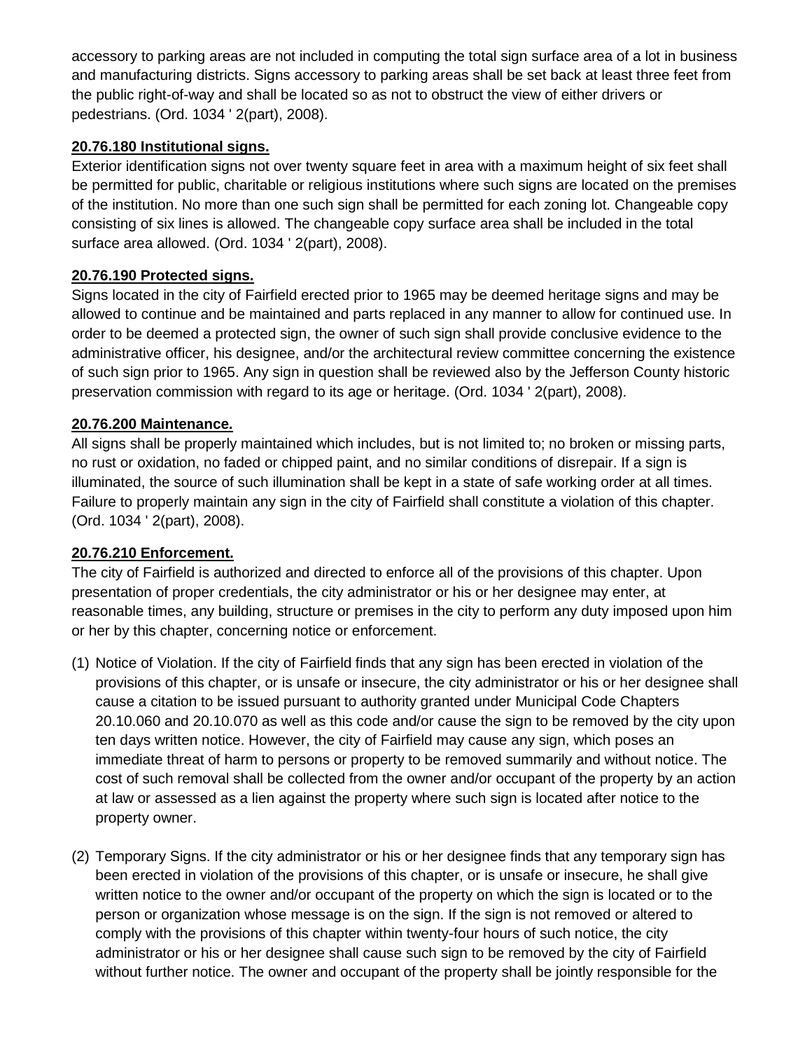accessory to parking areas are not included in computing the total sign surface area of a lot in business and manufacturing districts. Signs accessory to parking areas shall be set back at least three feet from the public right-of-way and shall be located so as not to obstruct the view of either drivers or pedestrians. (Ord. 1034 ' 2(part), 2008).

**20.76.180 Institutional signs.**

Exterior identification signs not over twenty square feet in area with a maximum height of six feet shall be permitted for public, charitable or religious institutions where such signs are located on the premises of the institution. No more than one such sign shall be permitted for each zoning lot. Changeable copy consisting of six lines is allowed. The changeable copy surface area shall be included in the total surface area allowed. (Ord. 1034 ' 2(part), 2008).

**20.76.190 Protected signs.**

Signs located in the city of Fairfield erected prior to 1965 may be deemed heritage signs and may be allowed to continue and be maintained and parts replaced in any manner to allow for continued use. In order to be deemed a protected sign, the owner of such sign shall provide conclusive evidence to the administrative officer, his designee, and/or the architectural review committee concerning the existence of such sign prior to 1965. Any sign in question shall be reviewed also by the Jefferson County historic preservation commission with regard to its age or heritage. (Ord. 1034 ' 2(part), 2008).

**20.76.200 Maintenance.**

All signs shall be properly maintained which includes, but is not limited to; no broken or missing parts, no rust or oxidation, no faded or chipped paint, and no similar conditions of disrepair. If a sign is illuminated, the source of such illumination shall be kept in a state of safe working order at all times. Failure to properly maintain any sign in the city of Fairfield shall constitute a violation of this chapter. (Ord. 1034 ' 2(part), 2008).

**20.76.210 Enforcement.**

The city of Fairfield is authorized and directed to enforce all of the provisions of this chapter. Upon presentation of proper credentials, the city administrator or his or her designee may enter, at reasonable times, any building, structure or premises in the city to perform any duty imposed upon him or her by this chapter, concerning notice or enforcement.

(1) Notice of Violation. If the city of Fairfield finds that any sign has been erected in violation of the provisions of this chapter, or is unsafe or insecure, the city administrator or his or her designee shall cause a citation to be issued pursuant to authority granted under Municipal Code Chapters 20.10.060 and 20.10.070 as well as this code and/or cause the sign to be removed by the city upon ten days written notice. However, the city of Fairfield may cause any sign, which poses an immediate threat of harm to persons or property to be removed summarily and without notice. The cost of such removal shall be collected from the owner and/or occupant of the property by an action at law or assessed as a lien against the property where such sign is located after notice to the property owner.

(2) Temporary Signs. If the city administrator or his or her designee finds that any temporary sign has been erected in violation of the provisions of this chapter, or is unsafe or insecure, he shall give written notice to the owner and/or occupant of the property on which the sign is located or to the person or organization whose message is on the sign. If the sign is not removed or altered to comply with the provisions of this chapter within twenty-four hours of such notice, the city administrator or his or her designee shall cause such sign to be removed by the city of Fairfield without further notice. The owner and occupant of the property shall be jointly responsible for the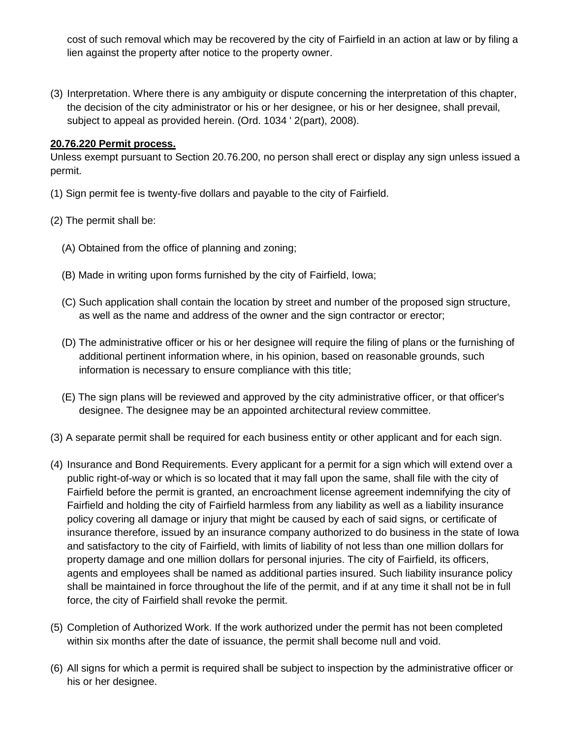cost of such removal which may be recovered by the city of Fairfield in an action at law or by filing a lien against the property after notice to the property owner.

(3) Interpretation. Where there is any ambiguity or dispute concerning the interpretation of this chapter, the decision of the city administrator or his or her designee, or his or her designee, shall prevail, subject to appeal as provided herein. (Ord. 1034 ' 2(part), 2008).

**20.76.220 Permit process.**

Unless exempt pursuant to Section 20.76.200, no person shall erect or display any sign unless issued a permit.

(1) Sign permit fee is twenty-five dollars and payable to the city of Fairfield.

(2) The permit shall be:

(A) Obtained from the office of planning and zoning;

(B) Made in writing upon forms furnished by the city of Fairfield, Iowa;

(C) Such application shall contain the location by street and number of the proposed sign structure, as well as the name and address of the owner and the sign contractor or erector;

(D) The administrative officer or his or her designee will require the filing of plans or the furnishing of additional pertinent information where, in his opinion, based on reasonable grounds, such information is necessary to ensure compliance with this title;

(E) The sign plans will be reviewed and approved by the city administrative officer, or that officer's designee. The designee may be an appointed architectural review committee.

(3) A separate permit shall be required for each business entity or other applicant and for each sign.

(4) Insurance and Bond Requirements. Every applicant for a permit for a sign which will extend over a public right-of-way or which is so located that it may fall upon the same, shall file with the city of Fairfield before the permit is granted, an encroachment license agreement indemnifying the city of Fairfield and holding the city of Fairfield harmless from any liability as well as a liability insurance policy covering all damage or injury that might be caused by each of said signs, or certificate of insurance therefore, issued by an insurance company authorized to do business in the state of Iowa and satisfactory to the city of Fairfield, with limits of liability of not less than one million dollars for property damage and one million dollars for personal injuries. The city of Fairfield, its officers, agents and employees shall be named as additional parties insured. Such liability insurance policy shall be maintained in force throughout the life of the permit, and if at any time it shall not be in full force, the city of Fairfield shall revoke the permit.

(5) Completion of Authorized Work. If the work authorized under the permit has not been completed within six months after the date of issuance, the permit shall become null and void.

(6) All signs for which a permit is required shall be subject to inspection by the administrative officer or his or her designee.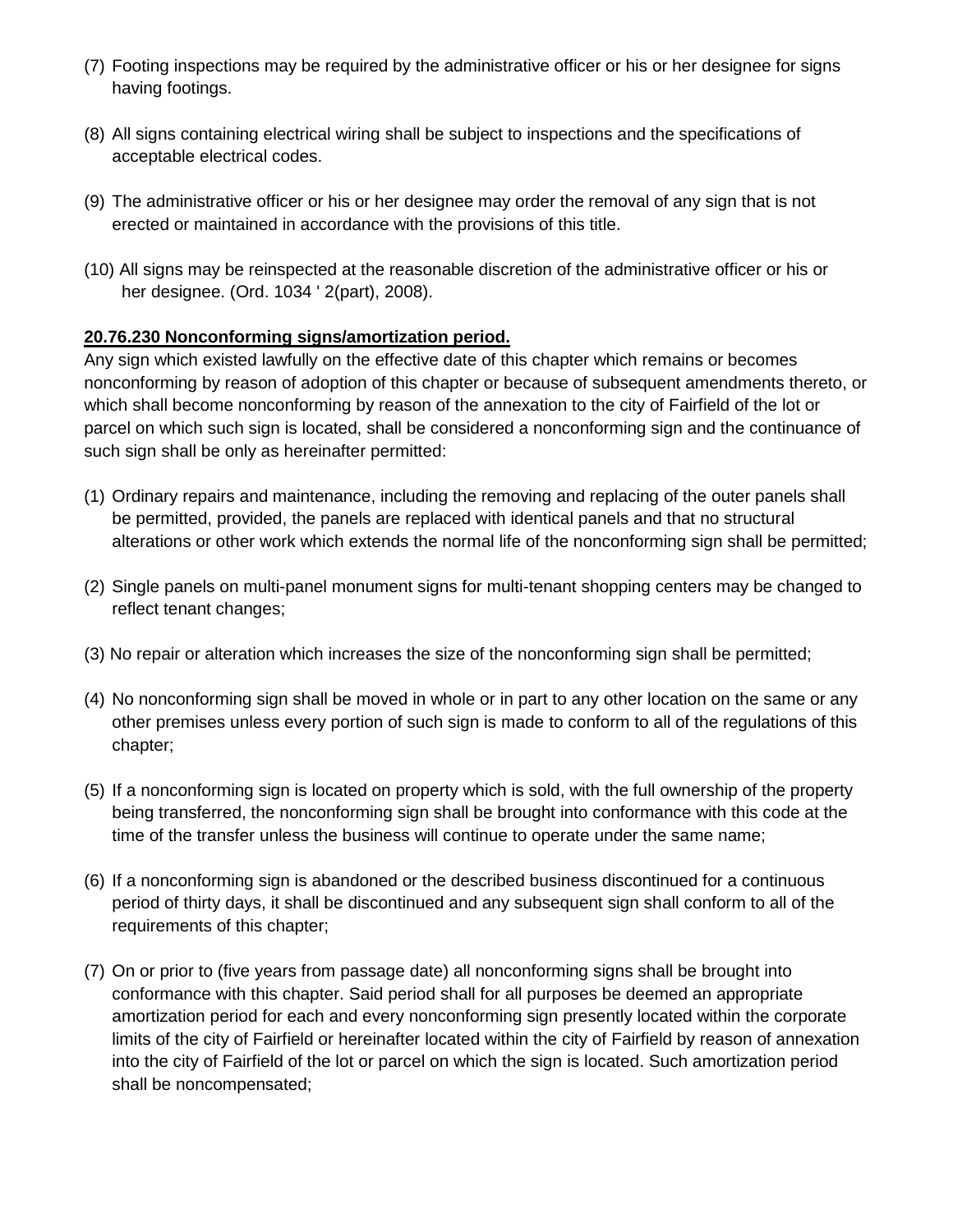(7) Footing inspections may be required by the administrative officer or his or her designee for signs having footings.

(8) All signs containing electrical wiring shall be subject to inspections and the specifications of acceptable electrical codes.

(9) The administrative officer or his or her designee may order the removal of any sign that is not erected or maintained in accordance with the provisions of this title.

(10) All signs may be reinspected at the reasonable discretion of the administrative officer or his or her designee. (Ord. 1034 ' 2(part), 2008).

**20.76.230 Nonconforming signs/amortization period.**

Any sign which existed lawfully on the effective date of this chapter which remains or becomes nonconforming by reason of adoption of this chapter or because of subsequent amendments thereto, or which shall become nonconforming by reason of the annexation to the city of Fairfield of the lot or parcel on which such sign is located, shall be considered a nonconforming sign and the continuance of such sign shall be only as hereinafter permitted:

(1) Ordinary repairs and maintenance, including the removing and replacing of the outer panels shall be permitted, provided, the panels are replaced with identical panels and that no structural alterations or other work which extends the normal life of the nonconforming sign shall be permitted;

(2) Single panels on multi-panel monument signs for multi-tenant shopping centers may be changed to reflect tenant changes;

(3) No repair or alteration which increases the size of the nonconforming sign shall be permitted;

(4) No nonconforming sign shall be moved in whole or in part to any other location on the same or any other premises unless every portion of such sign is made to conform to all of the regulations of this chapter;

(5) If a nonconforming sign is located on property which is sold, with the full ownership of the property being transferred, the nonconforming sign shall be brought into conformance with this code at the time of the transfer unless the business will continue to operate under the same name;

(6) If a nonconforming sign is abandoned or the described business discontinued for a continuous period of thirty days, it shall be discontinued and any subsequent sign shall conform to all of the requirements of this chapter;

(7) On or prior to (five years from passage date) all nonconforming signs shall be brought into conformance with this chapter. Said period shall for all purposes be deemed an appropriate amortization period for each and every nonconforming sign presently located within the corporate limits of the city of Fairfield or hereinafter located within the city of Fairfield by reason of annexation into the city of Fairfield of the lot or parcel on which the sign is located. Such amortization period shall be noncompensated;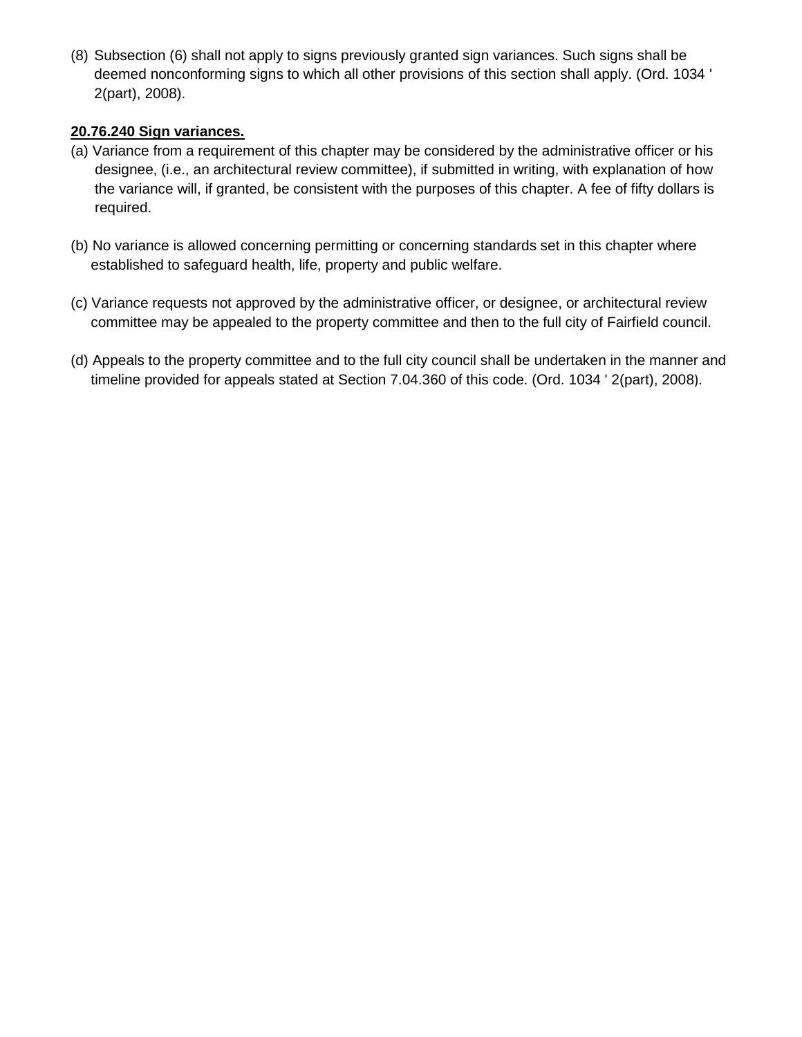(8) Subsection (6) shall not apply to signs previously granted sign variances. Such signs shall be deemed nonconforming signs to which all other provisions of this section shall apply. (Ord. 1034 ' 2(part), 2008).

**20.76.240 Sign variances.**

(a) Variance from a requirement of this chapter may be considered by the administrative officer or his designee, (i.e., an architectural review committee), if submitted in writing, with explanation of how the variance will, if granted, be consistent with the purposes of this chapter. A fee of fifty dollars is required.

(b) No variance is allowed concerning permitting or concerning standards set in this chapter where established to safeguard health, life, property and public welfare.

(c) Variance requests not approved by the administrative officer, or designee, or architectural review committee may be appealed to the property committee and then to the full city of Fairfield council.

(d) Appeals to the property committee and to the full city council shall be undertaken in the manner and timeline provided for appeals stated at Section 7.04.360 of this code. (Ord. 1034 ' 2(part), 2008).